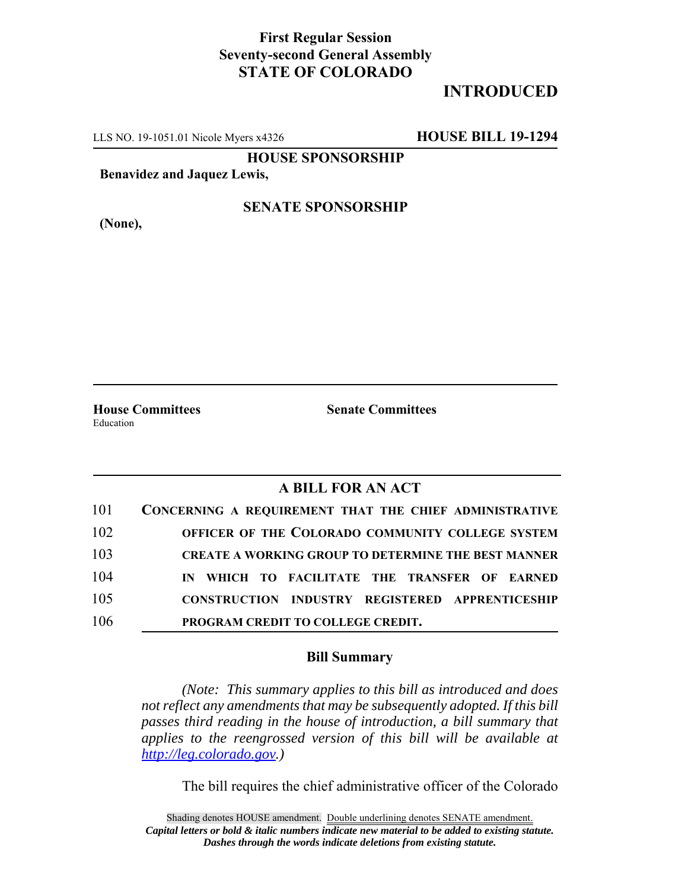**First Regular Session**
**Seventy-second General Assembly**
**STATE OF COLORADO**

# INTRODUCTED

LLS NO. 19-1051.01 Nicole Myers x4326 **HOUSE BILL 19-1294**

**HOUSE SPONSORSHIP**

**Benavidez and Jaquez Lewis,**

**SENATE SPONSORSHIP**

**(None),**

**House Committees**
Education

**Senate Committees**

## A BILL FOR AN ACT

101 **CONCERNING A REQUIREMENT THAT THE CHIEF ADMINISTRATIVE**
102 **OFFICER OF THE COLORADO COMMUNITY COLLEGE SYSTEM**
103 **CREATE A WORKING GROUP TO DETERMINE THE BEST MANNER**
104 **IN WHICH TO FACILITATE THE TRANSFER OF EARNED**
105 **CONSTRUCTION INDUSTRY REGISTERED APPRENTICESHIP**
106 **PROGRAM CREDIT TO COLLEGE CREDIT.**

### Bill Summary

*(Note: This summary applies to this bill as introduced and does not reflect any amendments that may be subsequently adopted. If this bill passes third reading in the house of introduction, a bill summary that applies to the reengrossed version of this bill will be available at http://leg.colorado.gov.)*

The bill requires the chief administrative officer of the Colorado

Shading denotes HOUSE amendment. Double underlining denotes SENATE amendment.
*Capital letters or bold & italic numbers indicate new material to be added to existing statute.*
*Dashes through the words indicate deletions from existing statute.*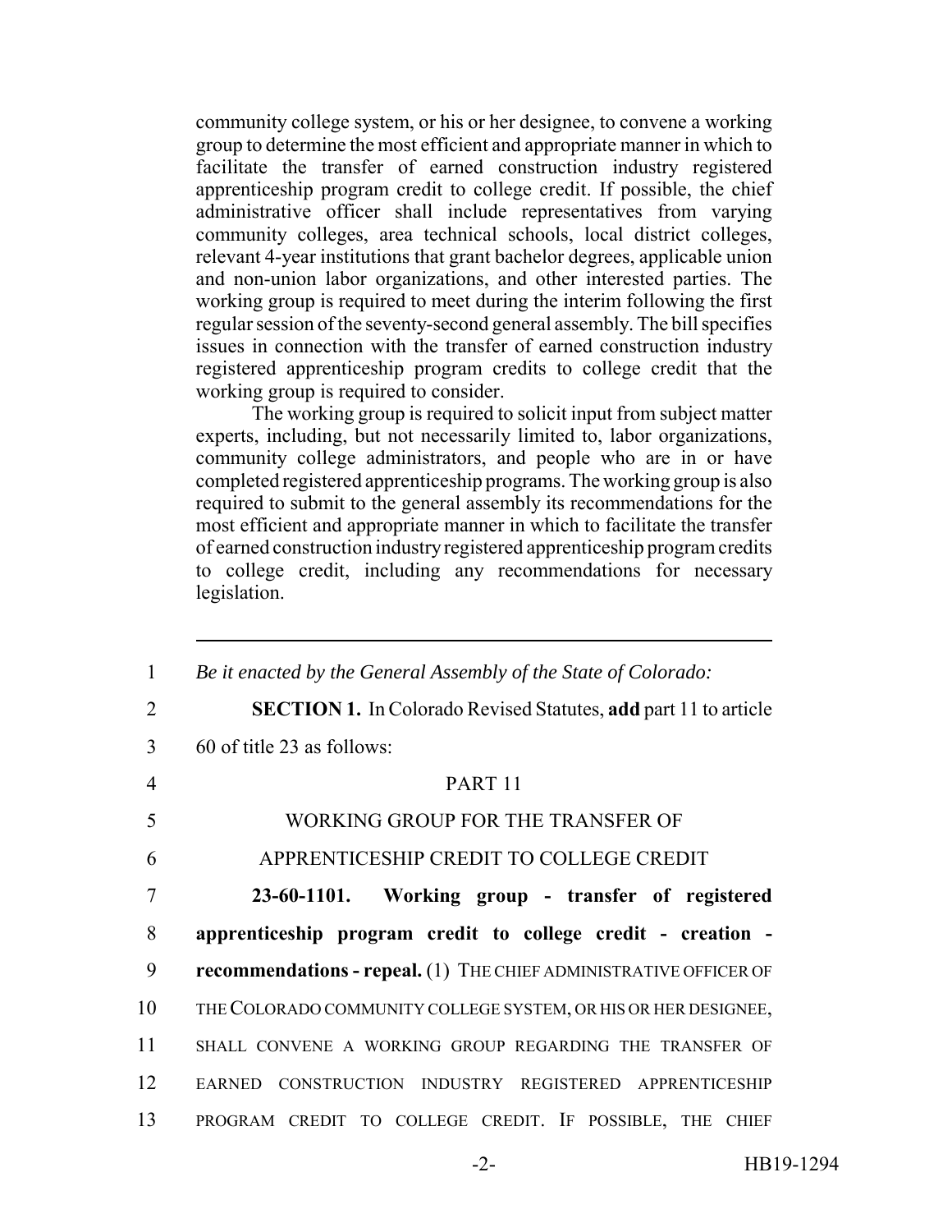community college system, or his or her designee, to convene a working group to determine the most efficient and appropriate manner in which to facilitate the transfer of earned construction industry registered apprenticeship program credit to college credit. If possible, the chief administrative officer shall include representatives from varying community colleges, area technical schools, local district colleges, relevant 4-year institutions that grant bachelor degrees, applicable union and non-union labor organizations, and other interested parties. The working group is required to meet during the interim following the first regular session of the seventy-second general assembly. The bill specifies issues in connection with the transfer of earned construction industry registered apprenticeship program credits to college credit that the working group is required to consider.

The working group is required to solicit input from subject matter experts, including, but not necessarily limited to, labor organizations, community college administrators, and people who are in or have completed registered apprenticeship programs. The working group is also required to submit to the general assembly its recommendations for the most efficient and appropriate manner in which to facilitate the transfer of earned construction industry registered apprenticeship program credits to college credit, including any recommendations for necessary legislation.

---

1 *Be it enacted by the General Assembly of the State of Colorado:*

2 **SECTION 1.** In Colorado Revised Statutes, **add** part 11 to article
3 60 of title 23 as follows:

4 PART 11

5 WORKING GROUP FOR THE TRANSFER OF

6 APPRENTICESHIP CREDIT TO COLLEGE CREDIT

7 **23-60-1101. Working group - transfer of registered**
8 **apprenticeship program credit to college credit - creation -**
9 **recommendations - repeal.** (1) THE CHIEF ADMINISTRATIVE OFFICER OF
10 THE COLORADO COMMUNITY COLLEGE SYSTEM, OR HIS OR HER DESIGNEE,
11 SHALL CONVENE A WORKING GROUP REGARDING THE TRANSFER OF
12 EARNED CONSTRUCTION INDUSTRY REGISTERED APPRENTICESHIP
13 PROGRAM CREDIT TO COLLEGE CREDIT. IF POSSIBLE, THE CHIEF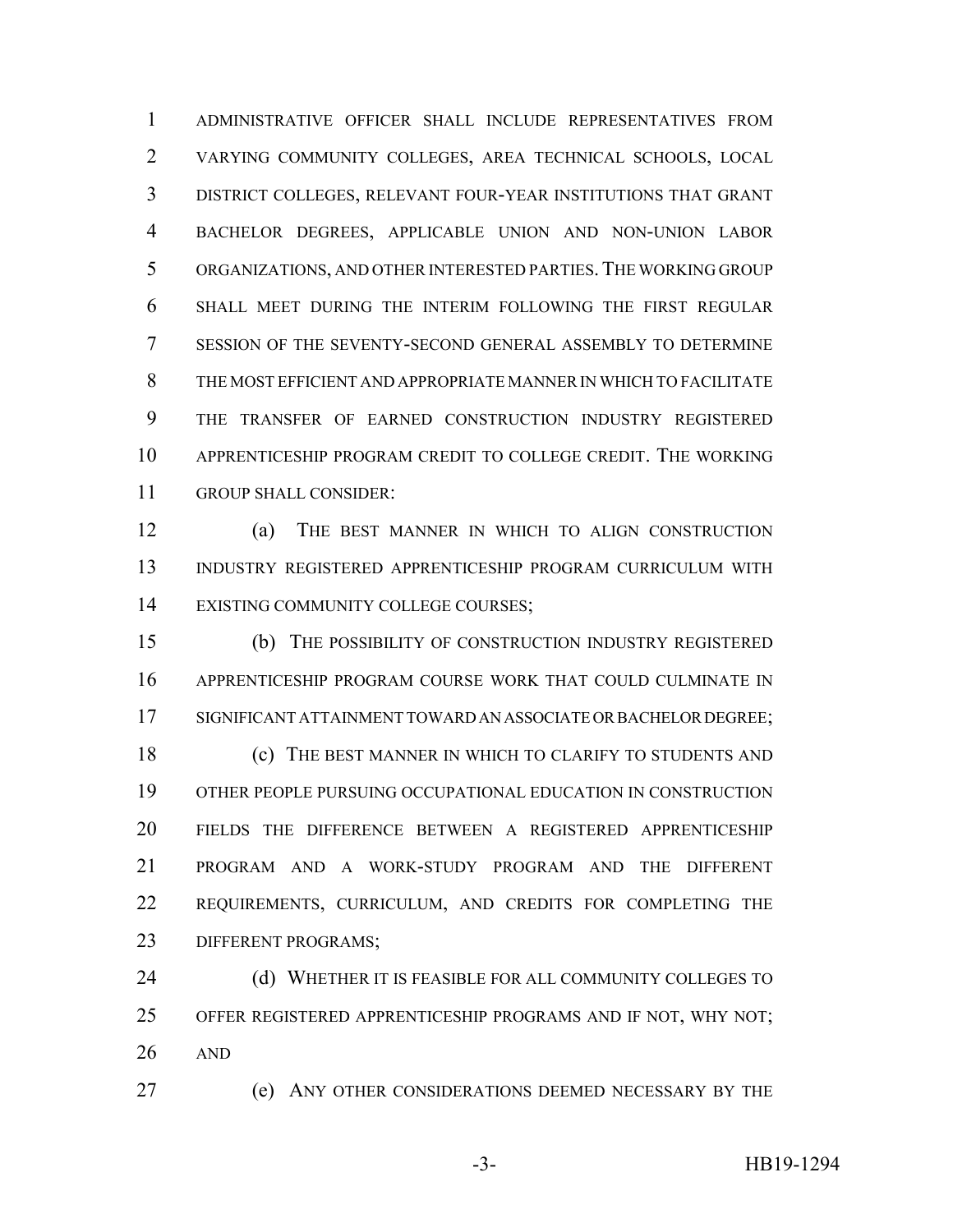ADMINISTRATIVE OFFICER SHALL INCLUDE REPRESENTATIVES FROM VARYING COMMUNITY COLLEGES, AREA TECHNICAL SCHOOLS, LOCAL DISTRICT COLLEGES, RELEVANT FOUR-YEAR INSTITUTIONS THAT GRANT BACHELOR DEGREES, APPLICABLE UNION AND NON-UNION LABOR ORGANIZATIONS, AND OTHER INTERESTED PARTIES. THE WORKING GROUP SHALL MEET DURING THE INTERIM FOLLOWING THE FIRST REGULAR SESSION OF THE SEVENTY-SECOND GENERAL ASSEMBLY TO DETERMINE THE MOST EFFICIENT AND APPROPRIATE MANNER IN WHICH TO FACILITATE THE TRANSFER OF EARNED CONSTRUCTION INDUSTRY REGISTERED APPRENTICESHIP PROGRAM CREDIT TO COLLEGE CREDIT. THE WORKING GROUP SHALL CONSIDER:

(a) THE BEST MANNER IN WHICH TO ALIGN CONSTRUCTION INDUSTRY REGISTERED APPRENTICESHIP PROGRAM CURRICULUM WITH EXISTING COMMUNITY COLLEGE COURSES;

(b) THE POSSIBILITY OF CONSTRUCTION INDUSTRY REGISTERED APPRENTICESHIP PROGRAM COURSE WORK THAT COULD CULMINATE IN SIGNIFICANT ATTAINMENT TOWARD AN ASSOCIATE OR BACHELOR DEGREE;

(c) THE BEST MANNER IN WHICH TO CLARIFY TO STUDENTS AND OTHER PEOPLE PURSUING OCCUPATIONAL EDUCATION IN CONSTRUCTION FIELDS THE DIFFERENCE BETWEEN A REGISTERED APPRENTICESHIP PROGRAM AND A WORK-STUDY PROGRAM AND THE DIFFERENT REQUIREMENTS, CURRICULUM, AND CREDITS FOR COMPLETING THE DIFFERENT PROGRAMS;

(d) WHETHER IT IS FEASIBLE FOR ALL COMMUNITY COLLEGES TO OFFER REGISTERED APPRENTICESHIP PROGRAMS AND IF NOT, WHY NOT; AND

(e) ANY OTHER CONSIDERATIONS DEEMED NECESSARY BY THE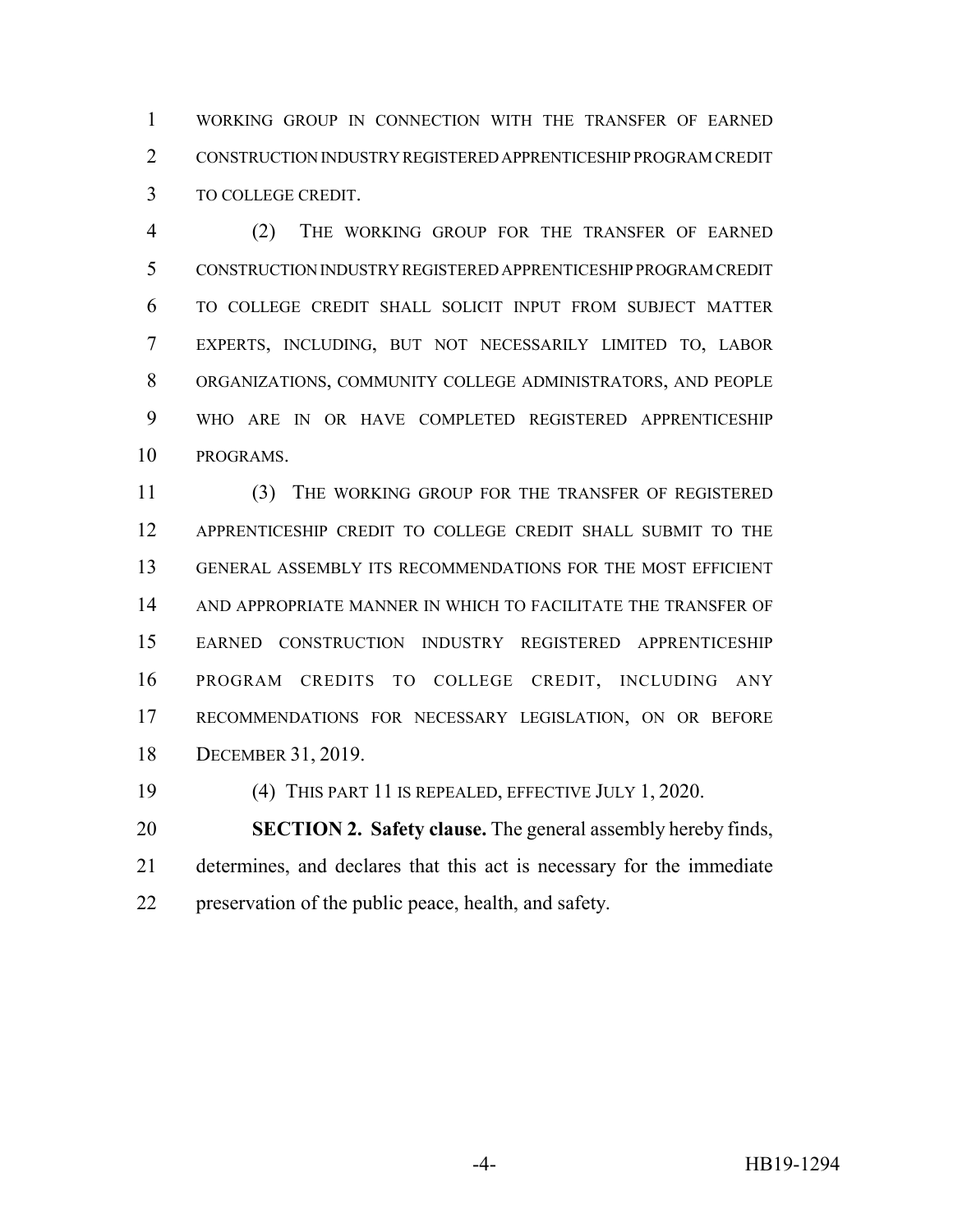WORKING GROUP IN CONNECTION WITH THE TRANSFER OF EARNED CONSTRUCTION INDUSTRY REGISTERED APPRENTICESHIP PROGRAM CREDIT TO COLLEGE CREDIT.

(2) THE WORKING GROUP FOR THE TRANSFER OF EARNED CONSTRUCTION INDUSTRY REGISTERED APPRENTICESHIP PROGRAM CREDIT TO COLLEGE CREDIT SHALL SOLICIT INPUT FROM SUBJECT MATTER EXPERTS, INCLUDING, BUT NOT NECESSARILY LIMITED TO, LABOR ORGANIZATIONS, COMMUNITY COLLEGE ADMINISTRATORS, AND PEOPLE WHO ARE IN OR HAVE COMPLETED REGISTERED APPRENTICESHIP PROGRAMS.

(3) THE WORKING GROUP FOR THE TRANSFER OF REGISTERED APPRENTICESHIP CREDIT TO COLLEGE CREDIT SHALL SUBMIT TO THE GENERAL ASSEMBLY ITS RECOMMENDATIONS FOR THE MOST EFFICIENT AND APPROPRIATE MANNER IN WHICH TO FACILITATE THE TRANSFER OF EARNED CONSTRUCTION INDUSTRY REGISTERED APPRENTICESHIP PROGRAM CREDITS TO COLLEGE CREDIT, INCLUDING ANY RECOMMENDATIONS FOR NECESSARY LEGISLATION, ON OR BEFORE DECEMBER 31, 2019.

(4) THIS PART 11 IS REPEALED, EFFECTIVE JULY 1, 2020.

**SECTION 2. Safety clause.** The general assembly hereby finds, determines, and declares that this act is necessary for the immediate preservation of the public peace, health, and safety.